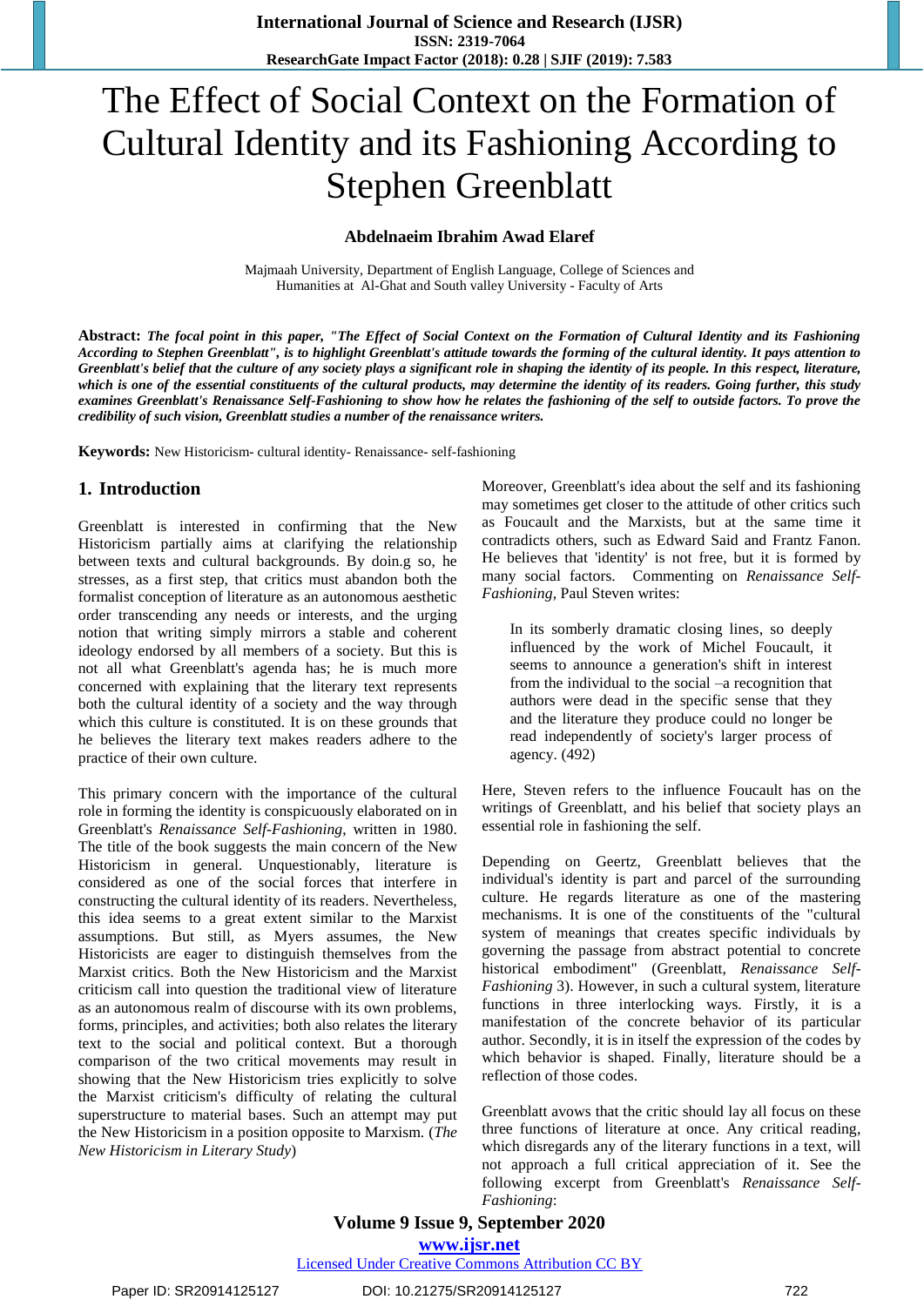# The Effect of Social Context on the Formation of Cultural Identity and its Fashioning According to Stephen Greenblatt

**Abdelnaeim Ibrahim Awad Elaref**

Majmaah University, Department of English Language, College of Sciences and Humanities at Al-Ghat and South valley University - Faculty of Arts

**Abstract:** ***The focal point in this paper, "The Effect of Social Context on the Formation of Cultural Identity and its Fashioning According to Stephen Greenblatt", is to highlight Greenblatt's attitude towards the forming of the cultural identity. It pays attention to Greenblatt's belief that the culture of any society plays a significant role in shaping the identity of its people. In this respect, literature, which is one of the essential constituents of the cultural products, may determine the identity of its readers. Going further, this study examines Greenblatt's Renaissance Self-Fashioning to show how he relates the fashioning of the self to outside factors. To prove the credibility of such vision, Greenblatt studies a number of the renaissance writers.***

**Keywords:** New Historicism- cultural identity- Renaissance- self-fashioning

## 1. Introduction

Greenblatt is interested in confirming that the New Historicism partially aims at clarifying the relationship between texts and cultural backgrounds. By doin.g so, he stresses, as a first step, that critics must abandon both the formalist conception of literature as an autonomous aesthetic order transcending any needs or interests, and the urging notion that writing simply mirrors a stable and coherent ideology endorsed by all members of a society. But this is not all what Greenblatt's agenda has; he is much more concerned with explaining that the literary text represents both the cultural identity of a society and the way through which this culture is constituted. It is on these grounds that he believes the literary text makes readers adhere to the practice of their own culture.

This primary concern with the importance of the cultural role in forming the identity is conspicuously elaborated on in Greenblatt's *Renaissance Self-Fashioning*, written in 1980. The title of the book suggests the main concern of the New Historicism in general. Unquestionably, literature is considered as one of the social forces that interfere in constructing the cultural identity of its readers. Nevertheless, this idea seems to a great extent similar to the Marxist assumptions. But still, as Myers assumes, the New Historicists are eager to distinguish themselves from the Marxist critics. Both the New Historicism and the Marxist criticism call into question the traditional view of literature as an autonomous realm of discourse with its own problems, forms, principles, and activities; both also relates the literary text to the social and political context. But a thorough comparison of the two critical movements may result in showing that the New Historicism tries explicitly to solve the Marxist criticism's difficulty of relating the cultural superstructure to material bases. Such an attempt may put the New Historicism in a position opposite to Marxism. (*The New Historicism in Literary Study*)

Moreover, Greenblatt's idea about the self and its fashioning may sometimes get closer to the attitude of other critics such as Foucault and the Marxists, but at the same time it contradicts others, such as Edward Said and Frantz Fanon. He believes that 'identity' is not free, but it is formed by many social factors. Commenting on *Renaissance Self-Fashioning*, Paul Steven writes:

> In its somberly dramatic closing lines, so deeply influenced by the work of Michel Foucault, it seems to announce a generation's shift in interest from the individual to the social –a recognition that authors were dead in the specific sense that they and the literature they produce could no longer be read independently of society's larger process of agency. (492)

Here, Steven refers to the influence Foucault has on the writings of Greenblatt, and his belief that society plays an essential role in fashioning the self.

Depending on Geertz, Greenblatt believes that the individual's identity is part and parcel of the surrounding culture. He regards literature as one of the mastering mechanisms. It is one of the constituents of the "cultural system of meanings that creates specific individuals by governing the passage from abstract potential to concrete historical embodiment" (Greenblatt, *Renaissance Self-Fashioning* 3). However, in such a cultural system, literature functions in three interlocking ways. Firstly, it is a manifestation of the concrete behavior of its particular author. Secondly, it is in itself the expression of the codes by which behavior is shaped. Finally, literature should be a reflection of those codes.

Greenblatt avows that the critic should lay all focus on these three functions of literature at once. Any critical reading, which disregards any of the literary functions in a text, will not approach a full critical appreciation of it. See the following excerpt from Greenblatt's *Renaissance Self-Fashioning*: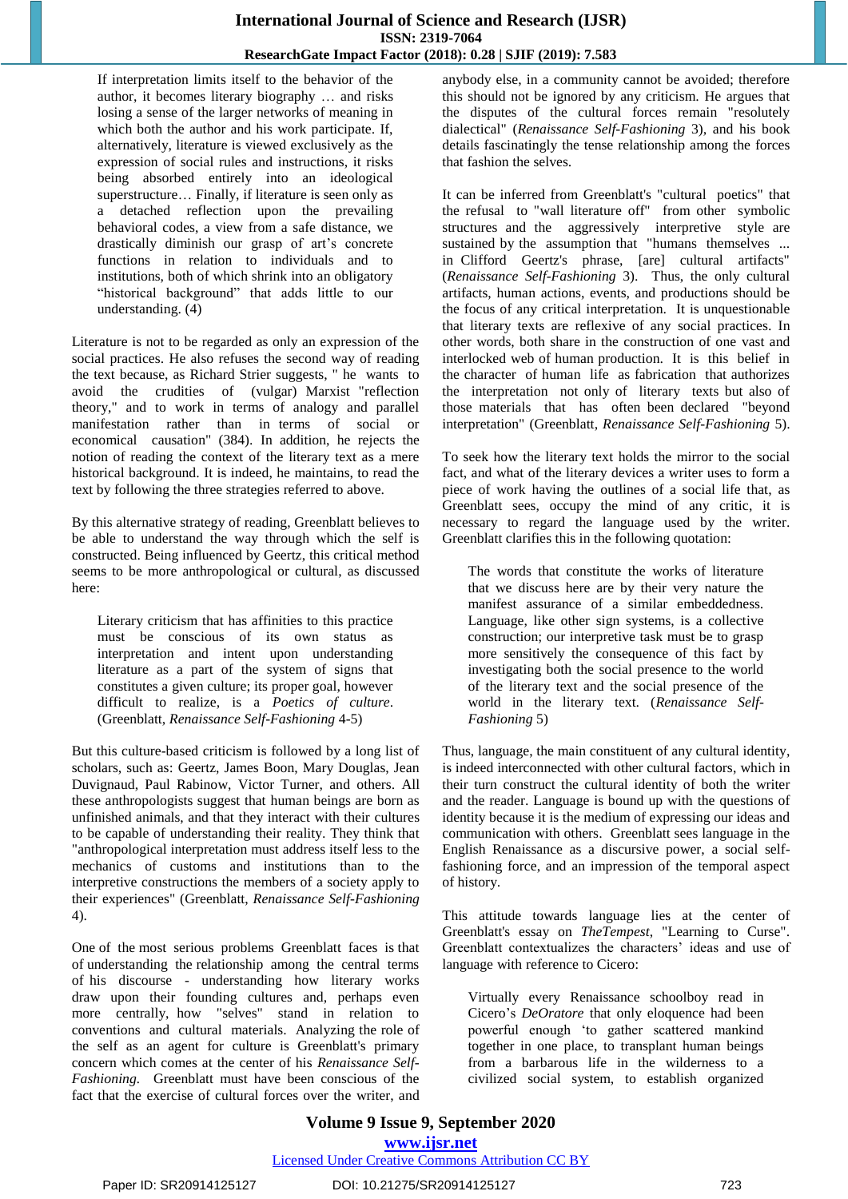> If interpretation limits itself to the behavior of the author, it becomes literary biography … and risks losing a sense of the larger networks of meaning in which both the author and his work participate. If, alternatively, literature is viewed exclusively as the expression of social rules and instructions, it risks being absorbed entirely into an ideological superstructure… Finally, if literature is seen only as a detached reflection upon the prevailing behavioral codes, a view from a safe distance, we drastically diminish our grasp of art's concrete functions in relation to individuals and to institutions, both of which shrink into an obligatory "historical background" that adds little to our understanding. (4)

Literature is not to be regarded as only an expression of the social practices. He also refuses the second way of reading the text because, as Richard Strier suggests, " he wants to avoid the crudities of (vulgar) Marxist "reflection theory," and to work in terms of analogy and parallel manifestation rather than in terms of social or economical causation" (384). In addition, he rejects the notion of reading the context of the literary text as a mere historical background. It is indeed, he maintains, to read the text by following the three strategies referred to above.

By this alternative strategy of reading, Greenblatt believes to be able to understand the way through which the self is constructed. Being influenced by Geertz, this critical method seems to be more anthropological or cultural, as discussed here:

> Literary criticism that has affinities to this practice must be conscious of its own status as interpretation and intent upon understanding literature as a part of the system of signs that constitutes a given culture; its proper goal, however difficult to realize, is a *Poetics of culture*. (Greenblatt, *Renaissance Self-Fashioning* 4-5)

But this culture-based criticism is followed by a long list of scholars, such as: Geertz, James Boon, Mary Douglas, Jean Duvignaud, Paul Rabinow, Victor Turner, and others. All these anthropologists suggest that human beings are born as unfinished animals, and that they interact with their cultures to be capable of understanding their reality. They think that "anthropological interpretation must address itself less to the mechanics of customs and institutions than to the interpretive constructions the members of a society apply to their experiences" (Greenblatt, *Renaissance Self-Fashioning* 4).

One of the most serious problems Greenblatt faces is that of understanding the relationship among the central terms of his discourse - understanding how literary works draw upon their founding cultures and, perhaps even more centrally, how "selves" stand in relation to conventions and cultural materials. Analyzing the role of the self as an agent for culture is Greenblatt's primary concern which comes at the center of his *Renaissance Self-Fashioning*. Greenblatt must have been conscious of the fact that the exercise of cultural forces over the writer, and anybody else, in a community cannot be avoided; therefore this should not be ignored by any criticism. He argues that the disputes of the cultural forces remain "resolutely dialectical" (*Renaissance Self-Fashioning* 3), and his book details fascinatingly the tense relationship among the forces that fashion the selves.

It can be inferred from Greenblatt's "cultural poetics" that the refusal to "wall literature off" from other symbolic structures and the aggressively interpretive style are sustained by the assumption that "humans themselves ... in Clifford Geertz's phrase, [are] cultural artifacts" (*Renaissance Self-Fashioning* 3). Thus, the only cultural artifacts, human actions, events, and productions should be the focus of any critical interpretation. It is unquestionable that literary texts are reflexive of any social practices. In other words, both share in the construction of one vast and interlocked web of human production. It is this belief in the character of human life as fabrication that authorizes the interpretation not only of literary texts but also of those materials that has often been declared "beyond interpretation" (Greenblatt, *Renaissance Self-Fashioning* 5).

To seek how the literary text holds the mirror to the social fact, and what of the literary devices a writer uses to form a piece of work having the outlines of a social life that, as Greenblatt sees, occupy the mind of any critic, it is necessary to regard the language used by the writer. Greenblatt clarifies this in the following quotation:

> The words that constitute the works of literature that we discuss here are by their very nature the manifest assurance of a similar embeddedness. Language, like other sign systems, is a collective construction; our interpretive task must be to grasp more sensitively the consequence of this fact by investigating both the social presence to the world of the literary text and the social presence of the world in the literary text. (*Renaissance Self-Fashioning* 5)

Thus, language, the main constituent of any cultural identity, is indeed interconnected with other cultural factors, which in their turn construct the cultural identity of both the writer and the reader. Language is bound up with the questions of identity because it is the medium of expressing our ideas and communication with others. Greenblatt sees language in the English Renaissance as a discursive power, a social self-fashioning force, and an impression of the temporal aspect of history.

This attitude towards language lies at the center of Greenblatt's essay on *TheTempest*, "Learning to Curse". Greenblatt contextualizes the characters' ideas and use of language with reference to Cicero:

> Virtually every Renaissance schoolboy read in Cicero's *DeOratore* that only eloquence had been powerful enough 'to gather scattered mankind together in one place, to transplant human beings from a barbarous life in the wilderness to a civilized social system, to establish organized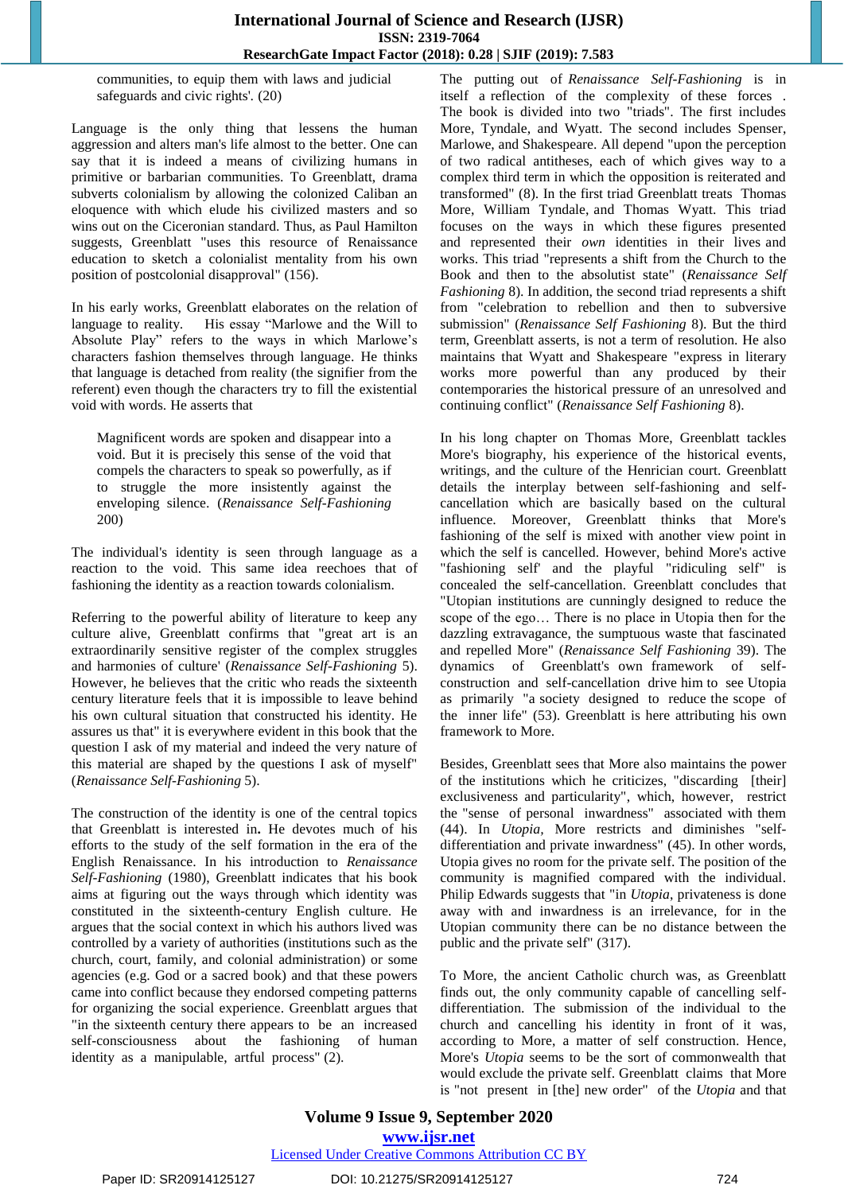communities, to equip them with laws and judicial safeguards and civic rights'. (20)

Language is the only thing that lessens the human aggression and alters man's life almost to the better. One can say that it is indeed a means of civilizing humans in primitive or barbarian communities. To Greenblatt, drama subverts colonialism by allowing the colonized Caliban an eloquence with which elude his civilized masters and so wins out on the Ciceronian standard. Thus, as Paul Hamilton suggests, Greenblatt "uses this resource of Renaissance education to sketch a colonialist mentality from his own position of postcolonial disapproval" (156).

In his early works, Greenblatt elaborates on the relation of language to reality. His essay "Marlowe and the Will to Absolute Play" refers to the ways in which Marlowe's characters fashion themselves through language. He thinks that language is detached from reality (the signifier from the referent) even though the characters try to fill the existential void with words. He asserts that

> Magnificent words are spoken and disappear into a void. But it is precisely this sense of the void that compels the characters to speak so powerfully, as if to struggle the more insistently against the enveloping silence. (*Renaissance Self-Fashioning* 200)

The individual's identity is seen through language as a reaction to the void. This same idea reechoes that of fashioning the identity as a reaction towards colonialism.

Referring to the powerful ability of literature to keep any culture alive, Greenblatt confirms that "great art is an extraordinarily sensitive register of the complex struggles and harmonies of culture' (*Renaissance Self-Fashioning* 5). However, he believes that the critic who reads the sixteenth century literature feels that it is impossible to leave behind his own cultural situation that constructed his identity. He assures us that" it is everywhere evident in this book that the question I ask of my material and indeed the very nature of this material are shaped by the questions I ask of myself" (*Renaissance Self-Fashioning* 5).

The construction of the identity is one of the central topics that Greenblatt is interested in**.** He devotes much of his efforts to the study of the self formation in the era of the English Renaissance. In his introduction to *Renaissance Self-Fashioning* (1980), Greenblatt indicates that his book aims at figuring out the ways through which identity was constituted in the sixteenth-century English culture. He argues that the social context in which his authors lived was controlled by a variety of authorities (institutions such as the church, court, family, and colonial administration) or some agencies (e.g. God or a sacred book) and that these powers came into conflict because they endorsed competing patterns for organizing the social experience. Greenblatt argues that "in the sixteenth century there appears to be an increased self-consciousness about the fashioning of human identity as a manipulable, artful process" (2).

The putting out of *Renaissance Self-Fashioning* is in itself a reflection of the complexity of these forces . The book is divided into two "triads". The first includes More, Tyndale, and Wyatt. The second includes Spenser, Marlowe, and Shakespeare. All depend "upon the perception of two radical antitheses, each of which gives way to a complex third term in which the opposition is reiterated and transformed" (8). In the first triad Greenblatt treats Thomas More, William Tyndale, and Thomas Wyatt. This triad focuses on the ways in which these figures presented and represented their *own* identities in their lives and works. This triad "represents a shift from the Church to the Book and then to the absolutist state" (*Renaissance Self Fashioning* 8). In addition, the second triad represents a shift from "celebration to rebellion and then to subversive submission" (*Renaissance Self Fashioning* 8). But the third term, Greenblatt asserts, is not a term of resolution. He also maintains that Wyatt and Shakespeare "express in literary works more powerful than any produced by their contemporaries the historical pressure of an unresolved and continuing conflict" (*Renaissance Self Fashioning* 8).

In his long chapter on Thomas More, Greenblatt tackles More's biography, his experience of the historical events, writings, and the culture of the Henrician court. Greenblatt details the interplay between self-fashioning and self-cancellation which are basically based on the cultural influence. Moreover, Greenblatt thinks that More's fashioning of the self is mixed with another view point in which the self is cancelled. However, behind More's active "fashioning self' and the playful "ridiculing self" is concealed the self-cancellation. Greenblatt concludes that "Utopian institutions are cunningly designed to reduce the scope of the ego… There is no place in Utopia then for the dazzling extravagance, the sumptuous waste that fascinated and repelled More" (*Renaissance Self Fashioning* 39). The dynamics of Greenblatt's own framework of self-construction and self-cancellation drive him to see Utopia as primarily "a society designed to reduce the scope of the inner life" (53). Greenblatt is here attributing his own framework to More.

Besides, Greenblatt sees that More also maintains the power of the institutions which he criticizes, "discarding [their] exclusiveness and particularity", which, however, restrict the "sense of personal inwardness" associated with them (44). In *Utopia,* More restricts and diminishes "self-differentiation and private inwardness" (45). In other words, Utopia gives no room for the private self. The position of the community is magnified compared with the individual. Philip Edwards suggests that "in *Utopia*, privateness is done away with and inwardness is an irrelevance, for in the Utopian community there can be no distance between the public and the private self" (317).

To More, the ancient Catholic church was, as Greenblatt finds out, the only community capable of cancelling self-differentiation. The submission of the individual to the church and cancelling his identity in front of it was, according to More, a matter of self construction. Hence, More's *Utopia* seems to be the sort of commonwealth that would exclude the private self. Greenblatt claims that More is "not present in [the] new order" of the *Utopia* and that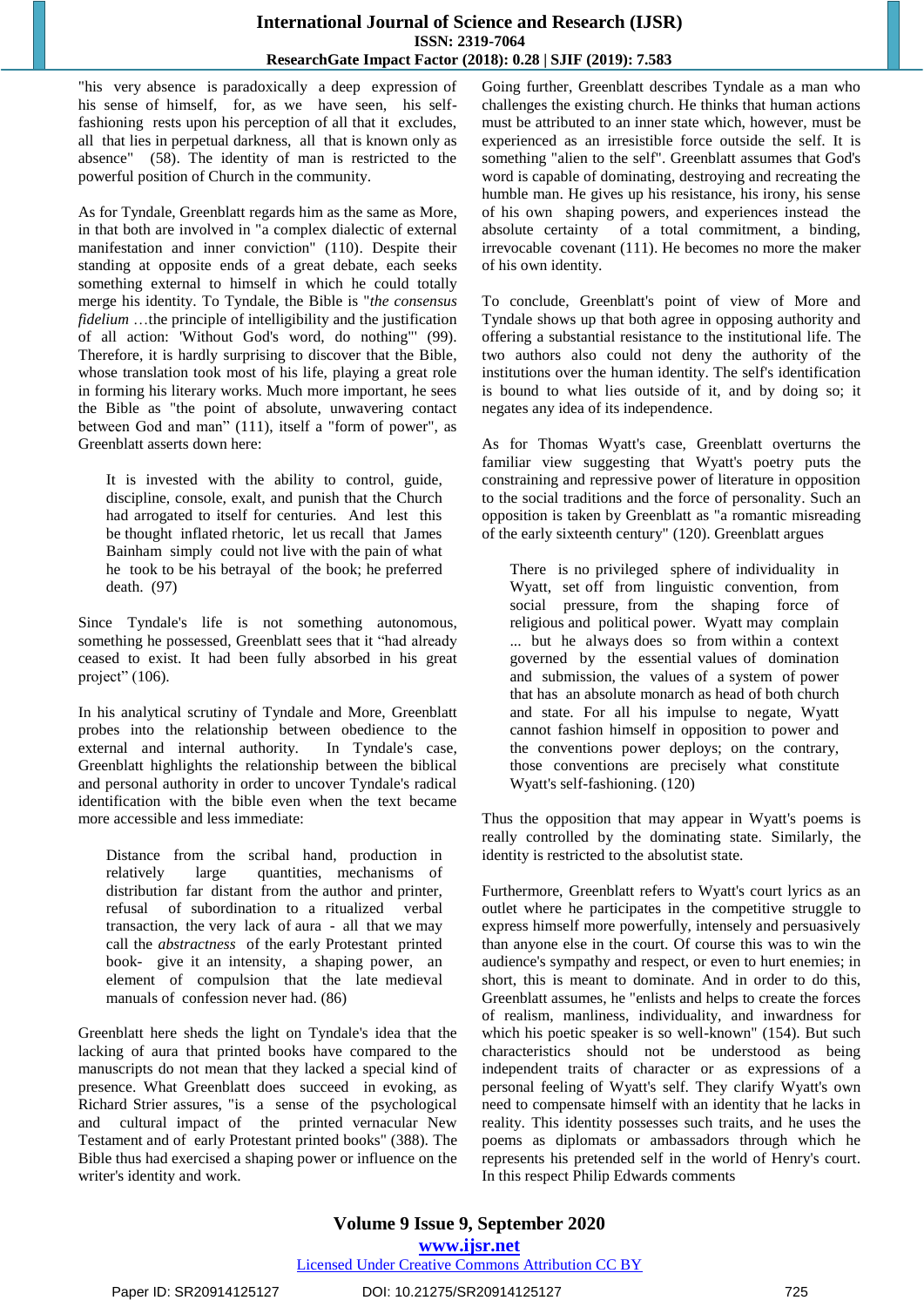"his very absence is paradoxically a deep expression of his sense of himself, for, as we have seen, his self-fashioning rests upon his perception of all that it excludes, all that lies in perpetual darkness, all that is known only as absence" (58). The identity of man is restricted to the powerful position of Church in the community.

As for Tyndale, Greenblatt regards him as the same as More, in that both are involved in "a complex dialectic of external manifestation and inner conviction" (110). Despite their standing at opposite ends of a great debate, each seeks something external to himself in which he could totally merge his identity. To Tyndale, the Bible is "*the consensus fidelium* …the principle of intelligibility and the justification of all action: 'Without God's word, do nothing'" (99). Therefore, it is hardly surprising to discover that the Bible, whose translation took most of his life, playing a great role in forming his literary works. Much more important, he sees the Bible as "the point of absolute, unwavering contact between God and man" (111), itself a "form of power", as Greenblatt asserts down here:

> It is invested with the ability to control, guide, discipline, console, exalt, and punish that the Church had arrogated to itself for centuries. And lest this be thought inflated rhetoric, let us recall that James Bainham simply could not live with the pain of what he took to be his betrayal of the book; he preferred death. (97)

Since Tyndale's life is not something autonomous, something he possessed, Greenblatt sees that it "had already ceased to exist. It had been fully absorbed in his great project" (106).

In his analytical scrutiny of Tyndale and More, Greenblatt probes into the relationship between obedience to the external and internal authority. In Tyndale's case, Greenblatt highlights the relationship between the biblical and personal authority in order to uncover Tyndale's radical identification with the bible even when the text became more accessible and less immediate:

> Distance from the scribal hand, production in relatively large quantities, mechanisms of distribution far distant from the author and printer, refusal of subordination to a ritualized verbal transaction, the very lack of aura - all that we may call the *abstractness* of the early Protestant printed book- give it an intensity, a shaping power, an element of compulsion that the late medieval manuals of confession never had. (86)

Greenblatt here sheds the light on Tyndale's idea that the lacking of aura that printed books have compared to the manuscripts do not mean that they lacked a special kind of presence. What Greenblatt does succeed in evoking, as Richard Strier assures, "is a sense of the psychological and cultural impact of the printed vernacular New Testament and of early Protestant printed books" (388). The Bible thus had exercised a shaping power or influence on the writer's identity and work.

Going further, Greenblatt describes Tyndale as a man who challenges the existing church. He thinks that human actions must be attributed to an inner state which, however, must be experienced as an irresistible force outside the self. It is something "alien to the self". Greenblatt assumes that God's word is capable of dominating, destroying and recreating the humble man. He gives up his resistance, his irony, his sense of his own shaping powers, and experiences instead the absolute certainty of a total commitment, a binding, irrevocable covenant (111). He becomes no more the maker of his own identity.

To conclude, Greenblatt's point of view of More and Tyndale shows up that both agree in opposing authority and offering a substantial resistance to the institutional life. The two authors also could not deny the authority of the institutions over the human identity. The self's identification is bound to what lies outside of it, and by doing so; it negates any idea of its independence.

As for Thomas Wyatt's case, Greenblatt overturns the familiar view suggesting that Wyatt's poetry puts the constraining and repressive power of literature in opposition to the social traditions and the force of personality. Such an opposition is taken by Greenblatt as "a romantic misreading of the early sixteenth century" (120). Greenblatt argues

> There is no privileged sphere of individuality in Wyatt, set off from linguistic convention, from social pressure, from the shaping force of religious and political power. Wyatt may complain ... but he always does so from within a context governed by the essential values of domination and submission, the values of a system of power that has an absolute monarch as head of both church and state. For all his impulse to negate, Wyatt cannot fashion himself in opposition to power and the conventions power deploys; on the contrary, those conventions are precisely what constitute Wyatt's self-fashioning. (120)

Thus the opposition that may appear in Wyatt's poems is really controlled by the dominating state. Similarly, the identity is restricted to the absolutist state.

Furthermore, Greenblatt refers to Wyatt's court lyrics as an outlet where he participates in the competitive struggle to express himself more powerfully, intensely and persuasively than anyone else in the court. Of course this was to win the audience's sympathy and respect, or even to hurt enemies; in short, this is meant to dominate. And in order to do this, Greenblatt assumes, he "enlists and helps to create the forces of realism, manliness, individuality, and inwardness for which his poetic speaker is so well-known" (154). But such characteristics should not be understood as being independent traits of character or as expressions of a personal feeling of Wyatt's self. They clarify Wyatt's own need to compensate himself with an identity that he lacks in reality. This identity possesses such traits, and he uses the poems as diplomats or ambassadors through which he represents his pretended self in the world of Henry's court. In this respect Philip Edwards comments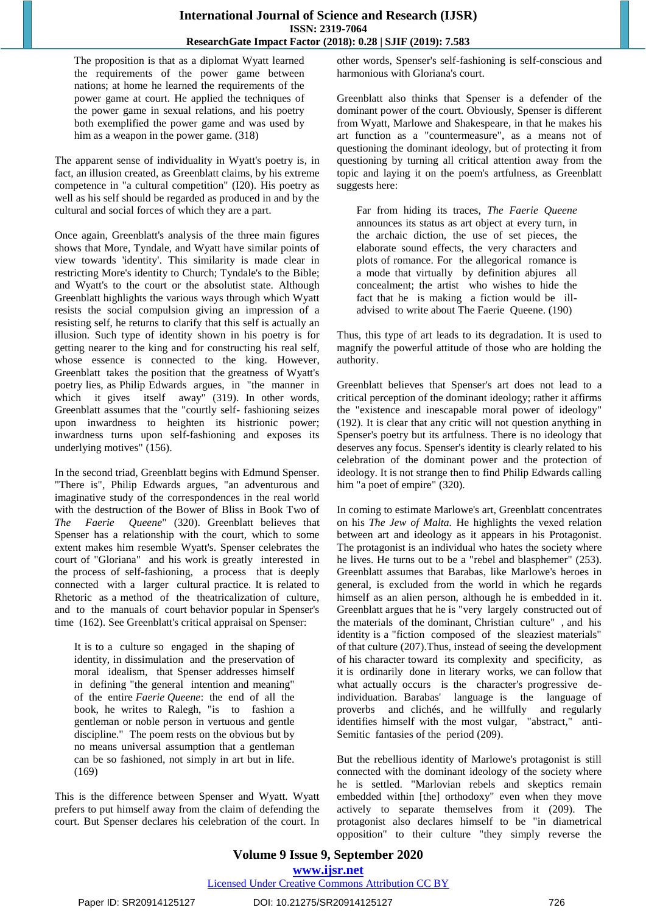> The proposition is that as a diplomat Wyatt learned the requirements of the power game between nations; at home he learned the requirements of the power game at court. He applied the techniques of the power game in sexual relations, and his poetry both exemplified the power game and was used by him as a weapon in the power game. (318)

The apparent sense of individuality in Wyatt's poetry is, in fact, an illusion created, as Greenblatt claims, by his extreme competence in "a cultural competition" (I20). His poetry as well as his self should be regarded as produced in and by the cultural and social forces of which they are a part.

Once again, Greenblatt's analysis of the three main figures shows that More, Tyndale, and Wyatt have similar points of view towards 'identity'. This similarity is made clear in restricting More's identity to Church; Tyndale's to the Bible; and Wyatt's to the court or the absolutist state. Although Greenblatt highlights the various ways through which Wyatt resists the social compulsion giving an impression of a resisting self, he returns to clarify that this self is actually an illusion. Such type of identity shown in his poetry is for getting nearer to the king and for constructing his real self, whose essence is connected to the king. However, Greenblatt takes the position that the greatness of Wyatt's poetry lies, as Philip Edwards argues, in "the manner in which it gives itself away" (319). In other words, Greenblatt assumes that the "courtly self- fashioning seizes upon inwardness to heighten its histrionic power; inwardness turns upon self-fashioning and exposes its underlying motives" (156).

In the second triad, Greenblatt begins with Edmund Spenser. "There is", Philip Edwards argues, "an adventurous and imaginative study of the correspondences in the real world with the destruction of the Bower of Bliss in Book Two of *The Faerie Queene*" (320). Greenblatt believes that Spenser has a relationship with the court, which to some extent makes him resemble Wyatt's. Spenser celebrates the court of "Gloriana" and his work is greatly interested in the process of self-fashioning, a process that is deeply connected with a larger cultural practice. It is related to Rhetoric as a method of the theatricalization of culture, and to the manuals of court behavior popular in Spenser's time (162). See Greenblatt's critical appraisal on Spenser:

> It is to a culture so engaged in the shaping of identity, in dissimulation and the preservation of moral idealism, that Spenser addresses himself in defining "the general intention and meaning" of the entire *Faerie Queene*: the end of all the book, he writes to Ralegh, "is to fashion a gentleman or noble person in vertuous and gentle discipline." The poem rests on the obvious but by no means universal assumption that a gentleman can be so fashioned, not simply in art but in life. (169)

This is the difference between Spenser and Wyatt. Wyatt prefers to put himself away from the claim of defending the court. But Spenser declares his celebration of the court. In other words, Spenser's self-fashioning is self-conscious and harmonious with Gloriana's court.

Greenblatt also thinks that Spenser is a defender of the dominant power of the court. Obviously, Spenser is different from Wyatt, Marlowe and Shakespeare, in that he makes his art function as a "countermeasure", as a means not of questioning the dominant ideology, but of protecting it from questioning by turning all critical attention away from the topic and laying it on the poem's artfulness, as Greenblatt suggests here:

> Far from hiding its traces, *The Faerie Queene* announces its status as art object at every turn, in the archaic diction, the use of set pieces, the elaborate sound effects, the very characters and plots of romance. For the allegorical romance is a mode that virtually by definition abjures all concealment; the artist who wishes to hide the fact that he is making a fiction would be ill-advised to write about The Faerie Queene. (190)

Thus, this type of art leads to its degradation. It is used to magnify the powerful attitude of those who are holding the authority.

Greenblatt believes that Spenser's art does not lead to a critical perception of the dominant ideology; rather it affirms the "existence and inescapable moral power of ideology" (192). It is clear that any critic will not question anything in Spenser's poetry but its artfulness. There is no ideology that deserves any focus. Spenser's identity is clearly related to his celebration of the dominant power and the protection of ideology. It is not strange then to find Philip Edwards calling him "a poet of empire" (320).

In coming to estimate Marlowe's art, Greenblatt concentrates on his *The Jew of Malta*. He highlights the vexed relation between art and ideology as it appears in his Protagonist. The protagonist is an individual who hates the society where he lives. He turns out to be a "rebel and blasphemer" (253). Greenblatt assumes that Barabas, like Marlowe's heroes in general, is excluded from the world in which he regards himself as an alien person, although he is embedded in it. Greenblatt argues that he is "very largely constructed out of the materials of the dominant, Christian culture" , and his identity is a "fiction composed of the sleaziest materials" of that culture (207).Thus, instead of seeing the development of his character toward its complexity and specificity, as it is ordinarily done in literary works, we can follow that what actually occurs is the character's progressive de-individuation. Barabas' language is the language of proverbs and clichés, and he willfully and regularly identifies himself with the most vulgar, "abstract," anti-Semitic fantasies of the period (209).

But the rebellious identity of Marlowe's protagonist is still connected with the dominant ideology of the society where he is settled. "Marlovian rebels and skeptics remain embedded within [the] orthodoxy" even when they move actively to separate themselves from it (209). The protagonist also declares himself to be "in diametrical opposition" to their culture "they simply reverse the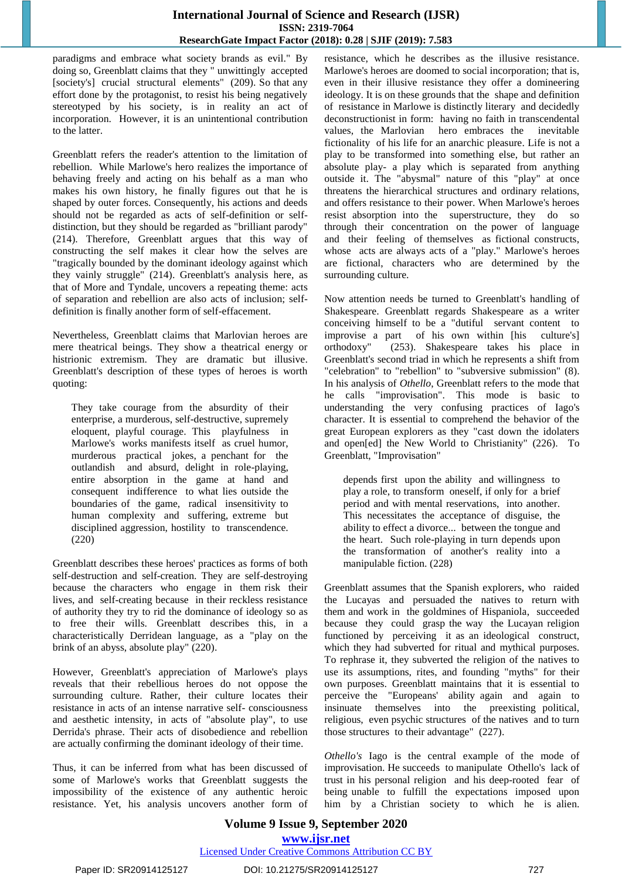paradigms and embrace what society brands as evil." By doing so, Greenblatt claims that they " unwittingly accepted [society's] crucial structural elements" (209). So that any effort done by the protagonist, to resist his being negatively stereotyped by his society, is in reality an act of incorporation. However, it is an unintentional contribution to the latter.

Greenblatt refers the reader's attention to the limitation of rebellion. While Marlowe's hero realizes the importance of behaving freely and acting on his behalf as a man who makes his own history, he finally figures out that he is shaped by outer forces. Consequently, his actions and deeds should not be regarded as acts of self-definition or self-distinction, but they should be regarded as "brilliant parody" (214). Therefore, Greenblatt argues that this way of constructing the self makes it clear how the selves are "tragically bounded by the dominant ideology against which they vainly struggle" (214). Greenblatt's analysis here, as that of More and Tyndale, uncovers a repeating theme: acts of separation and rebellion are also acts of inclusion; self-definition is finally another form of self-effacement.

Nevertheless, Greenblatt claims that Marlovian heroes are mere theatrical beings. They show a theatrical energy or histrionic extremism. They are dramatic but illusive. Greenblatt's description of these types of heroes is worth quoting:

> They take courage from the absurdity of their enterprise, a murderous, self-destructive, supremely eloquent, playful courage. This playfulness in Marlowe's works manifests itself as cruel humor, murderous practical jokes, a penchant for the outlandish and absurd, delight in role-playing, entire absorption in the game at hand and consequent indifference to what lies outside the boundaries of the game, radical insensitivity to human complexity and suffering, extreme but disciplined aggression, hostility to transcendence. (220)

Greenblatt describes these heroes' practices as forms of both self-destruction and self-creation. They are self-destroying because the characters who engage in them risk their lives, and self-creating because in their reckless resistance of authority they try to rid the dominance of ideology so as to free their wills. Greenblatt describes this, in a characteristically Derridean language, as a "play on the brink of an abyss, absolute play" (220).

However, Greenblatt's appreciation of Marlowe's plays reveals that their rebellious heroes do not oppose the surrounding culture. Rather, their culture locates their resistance in acts of an intense narrative self- consciousness and aesthetic intensity, in acts of "absolute play", to use Derrida's phrase. Their acts of disobedience and rebellion are actually confirming the dominant ideology of their time.

Thus, it can be inferred from what has been discussed of some of Marlowe's works that Greenblatt suggests the impossibility of the existence of any authentic heroic resistance. Yet, his analysis uncovers another form of resistance, which he describes as the illusive resistance. Marlowe's heroes are doomed to social incorporation; that is, even in their illusive resistance they offer a domineering ideology. It is on these grounds that the shape and definition of resistance in Marlowe is distinctly literary and decidedly deconstructionist in form: having no faith in transcendental values, the Marlovian hero embraces the inevitable fictionality of his life for an anarchic pleasure. Life is not a play to be transformed into something else, but rather an absolute play- a play which is separated from anything outside it. The "abysmal" nature of this "play" at once threatens the hierarchical structures and ordinary relations, and offers resistance to their power. When Marlowe's heroes resist absorption into the superstructure, they do so through their concentration on the power of language and their feeling of themselves as fictional constructs, whose acts are always acts of a "play." Marlowe's heroes are fictional, characters who are determined by the surrounding culture.

Now attention needs be turned to Greenblatt's handling of Shakespeare. Greenblatt regards Shakespeare as a writer conceiving himself to be a "dutiful servant content to improvise a part of his own within [his culture's] orthodoxy" (253). Shakespeare takes his place in Greenblatt's second triad in which he represents a shift from "celebration" to "rebellion" to "subversive submission" (8). In his analysis of *Othello*, Greenblatt refers to the mode that he calls "improvisation". This mode is basic to understanding the very confusing practices of Iago's character. It is essential to comprehend the behavior of the great European explorers as they "cast down the idolaters and open[ed] the New World to Christianity" (226). To Greenblatt, "Improvisation"

> depends first upon the ability and willingness to play a role, to transform oneself, if only for a brief period and with mental reservations, into another. This necessitates the acceptance of disguise, the ability to effect a divorce... between the tongue and the heart. Such role-playing in turn depends upon the transformation of another's reality into a manipulable fiction. (228)

Greenblatt assumes that the Spanish explorers, who raided the Lucayas and persuaded the natives to return with them and work in the goldmines of Hispaniola, succeeded because they could grasp the way the Lucayan religion functioned by perceiving it as an ideological construct, which they had subverted for ritual and mythical purposes. To rephrase it, they subverted the religion of the natives to use its assumptions, rites, and founding "myths" for their own purposes. Greenblatt maintains that it is essential to perceive the "Europeans' ability again and again to insinuate themselves into the preexisting political, religious, even psychic structures of the natives and to turn those structures to their advantage" (227).

*Othello's* Iago is the central example of the mode of improvisation. He succeeds to manipulate Othello's lack of trust in his personal religion and his deep-rooted fear of being unable to fulfill the expectations imposed upon him by a Christian society to which he is alien.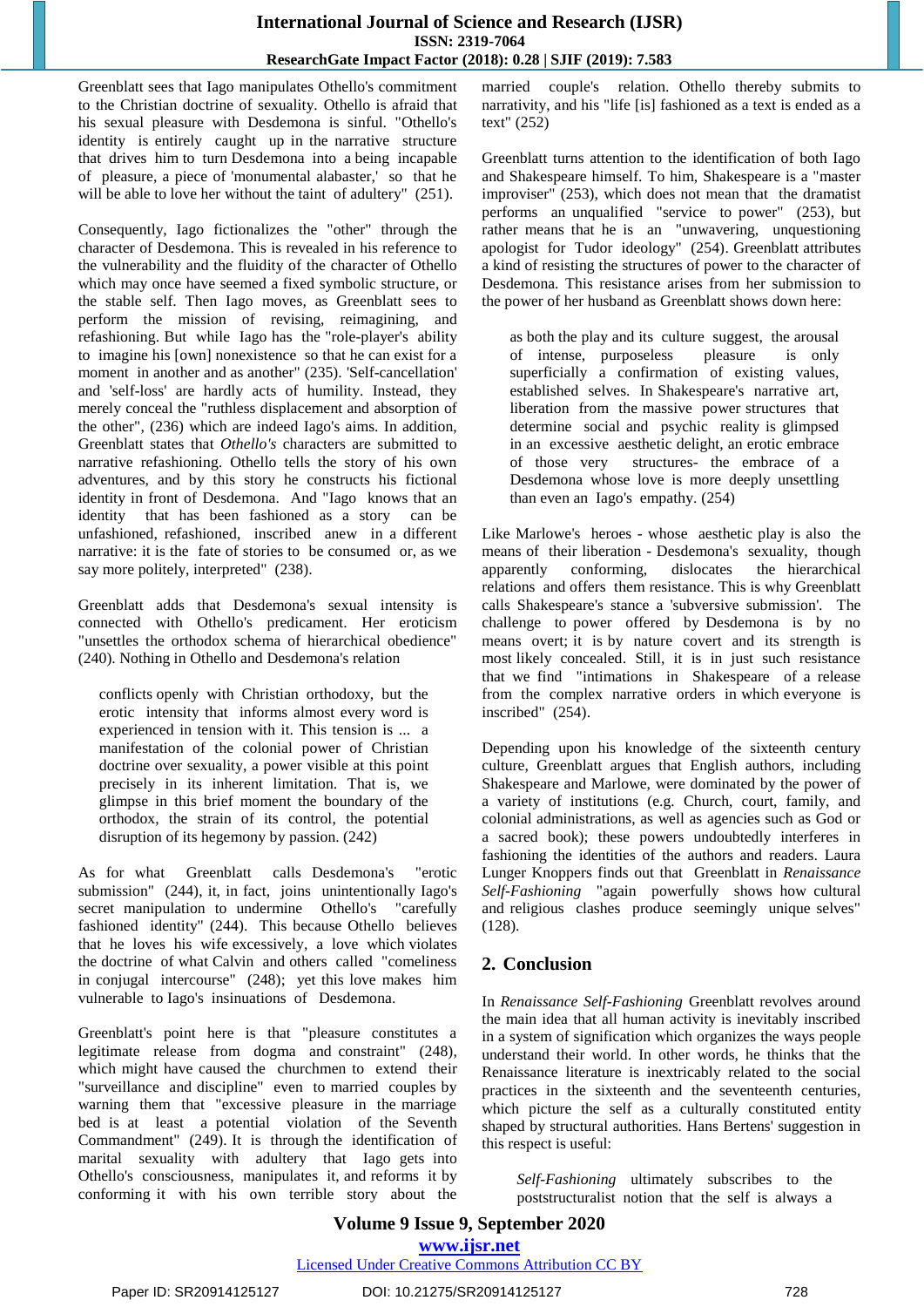Greenblatt sees that Iago manipulates Othello's commitment to the Christian doctrine of sexuality. Othello is afraid that his sexual pleasure with Desdemona is sinful. "Othello's identity is entirely caught up in the narrative structure that drives him to turn Desdemona into a being incapable of pleasure, a piece of 'monumental alabaster,' so that he will be able to love her without the taint of adultery" (251).

Consequently, Iago fictionalizes the "other" through the character of Desdemona. This is revealed in his reference to the vulnerability and the fluidity of the character of Othello which may once have seemed a fixed symbolic structure, or the stable self. Then Iago moves, as Greenblatt sees to perform the mission of revising, reimagining, and refashioning. But while Iago has the "role-player's ability to imagine his [own] nonexistence so that he can exist for a moment in another and as another" (235). 'Self-cancellation' and 'self-loss' are hardly acts of humility. Instead, they merely conceal the "ruthless displacement and absorption of the other", (236) which are indeed Iago's aims. In addition, Greenblatt states that *Othello's* characters are submitted to narrative refashioning. Othello tells the story of his own adventures, and by this story he constructs his fictional identity in front of Desdemona. And "Iago knows that an identity that has been fashioned as a story can be unfashioned, refashioned, inscribed anew in a different narrative: it is the fate of stories to be consumed or, as we say more politely, interpreted" (238).

Greenblatt adds that Desdemona's sexual intensity is connected with Othello's predicament. Her eroticism "unsettles the orthodox schema of hierarchical obedience" (240). Nothing in Othello and Desdemona's relation

> conflicts openly with Christian orthodoxy, but the erotic intensity that informs almost every word is experienced in tension with it. This tension is ... a manifestation of the colonial power of Christian doctrine over sexuality, a power visible at this point precisely in its inherent limitation. That is, we glimpse in this brief moment the boundary of the orthodox, the strain of its control, the potential disruption of its hegemony by passion. (242)

As for what Greenblatt calls Desdemona's "erotic submission" (244), it, in fact, joins unintentionally Iago's secret manipulation to undermine Othello's "carefully fashioned identity" (244). This because Othello believes that he loves his wife excessively, a love which violates the doctrine of what Calvin and others called "comeliness in conjugal intercourse" (248); yet this love makes him vulnerable to Iago's insinuations of Desdemona.

Greenblatt's point here is that "pleasure constitutes a legitimate release from dogma and constraint" (248), which might have caused the churchmen to extend their "surveillance and discipline" even to married couples by warning them that "excessive pleasure in the marriage bed is at least a potential violation of the Seventh Commandment" (249). It is through the identification of marital sexuality with adultery that Iago gets into Othello's consciousness, manipulates it, and reforms it by conforming it with his own terrible story about the married couple's relation. Othello thereby submits to narrativity, and his "life [is] fashioned as a text is ended as a text" (252)

Greenblatt turns attention to the identification of both Iago and Shakespeare himself. To him, Shakespeare is a "master improviser" (253), which does not mean that the dramatist performs an unqualified "service to power" (253), but rather means that he is an "unwavering, unquestioning apologist for Tudor ideology" (254). Greenblatt attributes a kind of resisting the structures of power to the character of Desdemona. This resistance arises from her submission to the power of her husband as Greenblatt shows down here:

> as both the play and its culture suggest, the arousal of intense, purposeless pleasure is only superficially a confirmation of existing values, established selves. In Shakespeare's narrative art, liberation from the massive power structures that determine social and psychic reality is glimpsed in an excessive aesthetic delight, an erotic embrace of those very structures- the embrace of a Desdemona whose love is more deeply unsettling than even an Iago's empathy. (254)

Like Marlowe's heroes - whose aesthetic play is also the means of their liberation - Desdemona's sexuality, though apparently conforming, dislocates the hierarchical relations and offers them resistance. This is why Greenblatt calls Shakespeare's stance a 'subversive submission'. The challenge to power offered by Desdemona is by no means overt; it is by nature covert and its strength is most likely concealed. Still, it is in just such resistance that we find "intimations in Shakespeare of a release from the complex narrative orders in which everyone is inscribed" (254).

Depending upon his knowledge of the sixteenth century culture, Greenblatt argues that English authors, including Shakespeare and Marlowe, were dominated by the power of a variety of institutions (e.g. Church, court, family, and colonial administrations, as well as agencies such as God or a sacred book); these powers undoubtedly interferes in fashioning the identities of the authors and readers. Laura Lunger Knoppers finds out that Greenblatt in *Renaissance Self-Fashioning* "again powerfully shows how cultural and religious clashes produce seemingly unique selves" (128).

## 2. Conclusion

In *Renaissance Self-Fashioning* Greenblatt revolves around the main idea that all human activity is inevitably inscribed in a system of signification which organizes the ways people understand their world. In other words, he thinks that the Renaissance literature is inextricably related to the social practices in the sixteenth and the seventeenth centuries, which picture the self as a culturally constituted entity shaped by structural authorities. Hans Bertens' suggestion in this respect is useful:

> *Self-Fashioning* ultimately subscribes to the poststructuralist notion that the self is always a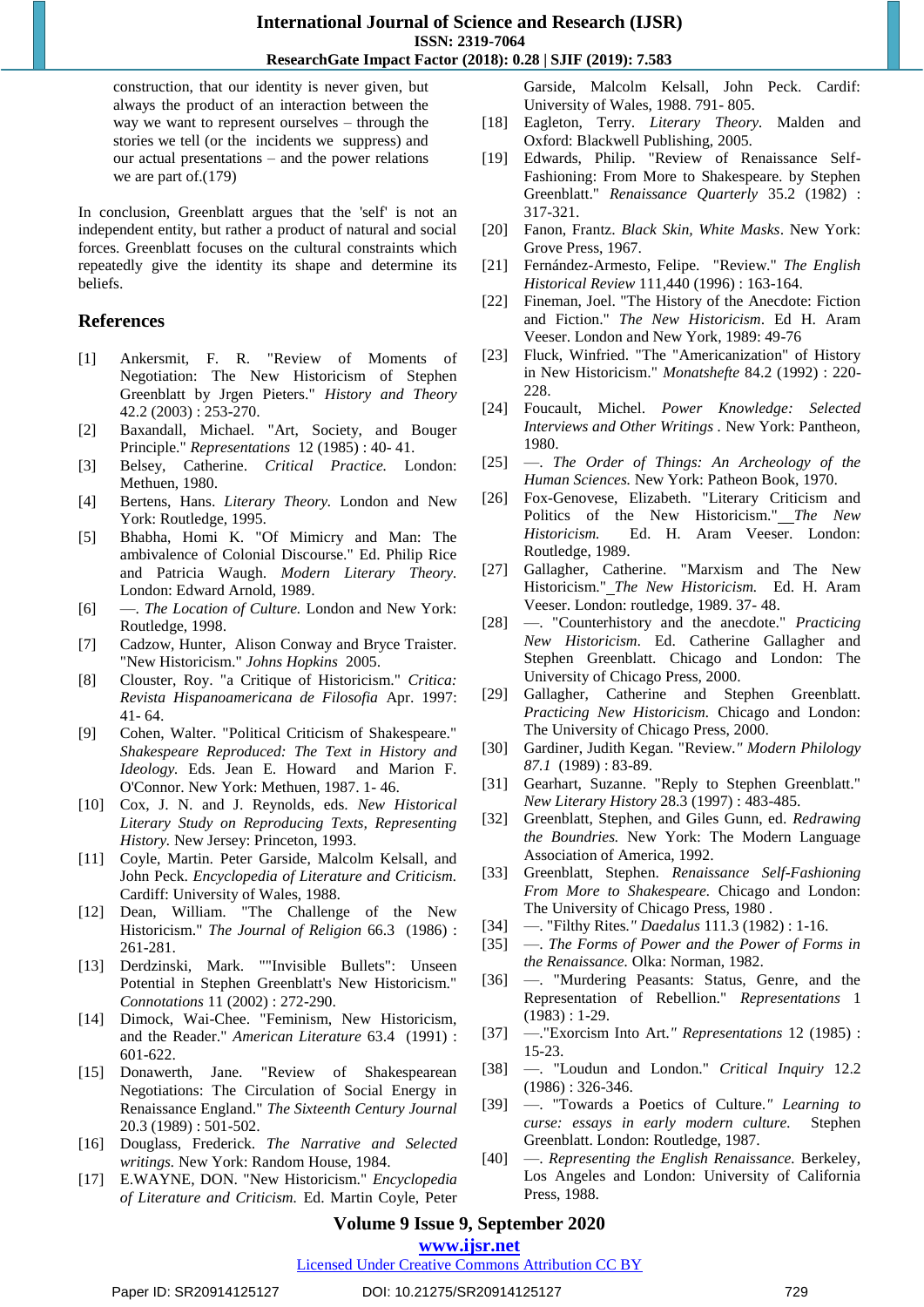construction, that our identity is never given, but always the product of an interaction between the way we want to represent ourselves – through the stories we tell (or the incidents we suppress) and our actual presentations – and the power relations we are part of.(179)

In conclusion, Greenblatt argues that the 'self' is not an independent entity, but rather a product of natural and social forces. Greenblatt focuses on the cultural constraints which repeatedly give the identity its shape and determine its beliefs.

## References

[1] Ankersmit, F. R. "Review of Moments of Negotiation: The New Historicism of Stephen Greenblatt by Jrgen Pieters." *History and Theory* 42.2 (2003) : 253-270.

[2] Baxandall, Michael. "Art, Society, and Bouger Principle." *Representations* 12 (1985) : 40- 41.

[3] Belsey, Catherine. *Critical Practice.* London: Methuen, 1980.

[4] Bertens, Hans. *Literary Theory.* London and New York: Routledge, 1995.

[5] Bhabha, Homi K. "Of Mimicry and Man: The ambivalence of Colonial Discourse." Ed. Philip Rice and Patricia Waugh. *Modern Literary Theory.* London: Edward Arnold, 1989.

[6] —. *The Location of Culture.* London and New York: Routledge, 1998.

[7] Cadzow, Hunter, Alison Conway and Bryce Traister. "New Historicism." *Johns Hopkins* 2005.

[8] Clouster, Roy. "a Critique of Historicism." *Critica: Revista Hispanoamericana de Filosofia* Apr. 1997: 41- 64.

[9] Cohen, Walter. "Political Criticism of Shakespeare." *Shakespeare Reproduced: The Text in History and Ideology.* Eds. Jean E. Howard and Marion F. O'Connor. New York: Methuen, 1987. 1- 46.

[10] Cox, J. N. and J. Reynolds, eds. *New Historical Literary Study on Reproducing Texts, Representing History.* New Jersey: Princeton, 1993.

[11] Coyle, Martin. Peter Garside, Malcolm Kelsall, and John Peck. *Encyclopedia of Literature and Criticism.* Cardiff: University of Wales, 1988.

[12] Dean, William. "The Challenge of the New Historicism." *The Journal of Religion* 66.3 (1986) : 261-281.

[13] Derdzinski, Mark. ""Invisible Bullets": Unseen Potential in Stephen Greenblatt's New Historicism." *Connotations* 11 (2002) : 272-290.

[14] Dimock, Wai-Chee. "Feminism, New Historicism, and the Reader." *American Literature* 63.4 (1991) : 601-622.

[15] Donawerth, Jane. "Review of Shakespearean Negotiations: The Circulation of Social Energy in Renaissance England." *The Sixteenth Century Journal* 20.3 (1989) : 501-502.

[16] Douglass, Frederick. *The Narrative and Selected writings.* New York: Random House, 1984.

[17] E.WAYNE, DON. "New Historicism." *Encyclopedia of Literature and Criticism.* Ed. Martin Coyle, Peter Garside, Malcolm Kelsall, John Peck. Cardif: University of Wales, 1988. 791- 805.

[18] Eagleton, Terry. *Literary Theory.* Malden and Oxford: Blackwell Publishing, 2005.

[19] Edwards, Philip. "Review of Renaissance Self-Fashioning: From More to Shakespeare. by Stephen Greenblatt." *Renaissance Quarterly* 35.2 (1982) : 317-321.

[20] Fanon, Frantz. *Black Skin, White Masks*. New York: Grove Press, 1967.

[21] Fernández-Armesto, Felipe. "Review." *The English Historical Review* 111,440 (1996) : 163-164.

[22] Fineman, Joel. "The History of the Anecdote: Fiction and Fiction." *The New Historicism*. Ed H. Aram Veeser. London and New York, 1989: 49-76

[23] Fluck, Winfried. "The "Americanization" of History in New Historicism." *Monatshefte* 84.2 (1992) : 220-228.

[24] Foucault, Michel. *Power Knowledge: Selected Interviews and Other Writings* . New York: Pantheon, 1980.

[25] —. *The Order of Things: An Archeology of the Human Sciences.* New York: Patheon Book, 1970.

[26] Fox-Genovese, Elizabeth. "Literary Criticism and Politics of the New Historicism." *The New Historicism.* Ed. H. Aram Veeser. London: Routledge, 1989.

[27] Gallagher, Catherine. "Marxism and The New Historicism." *The New Historicism.* Ed. H. Aram Veeser. London: routledge, 1989. 37- 48.

[28] —. "Counterhistory and the anecdote." *Practicing New Historicism.* Ed. Catherine Gallagher and Stephen Greenblatt. Chicago and London: The University of Chicago Press, 2000.

[29] Gallagher, Catherine and Stephen Greenblatt. *Practicing New Historicism.* Chicago and London: The University of Chicago Press, 2000.

[30] Gardiner, Judith Kegan. "Review." *Modern Philology 87.1* (1989) : 83-89.

[31] Gearhart, Suzanne. "Reply to Stephen Greenblatt." *New Literary History* 28.3 (1997) : 483-485.

[32] Greenblatt, Stephen, and Giles Gunn, ed. *Redrawing the Boundries.* New York: The Modern Language Association of America, 1992.

[33] Greenblatt, Stephen. *Renaissance Self-Fashioning From More to Shakespeare.* Chicago and London: The University of Chicago Press, 1980 .

[34] —. "Filthy Rites." *Daedalus* 111.3 (1982) : 1-16.

[35] —. *The Forms of Power and the Power of Forms in the Renaissance.* Olka: Norman, 1982.

[36] —. "Murdering Peasants: Status, Genre, and the Representation of Rebellion." *Representations* 1 (1983) : 1-29.

[37] —."Exorcism Into Art." *Representations* 12 (1985) : 15-23.

[38] —. "Loudun and London." *Critical Inquiry* 12.2 (1986) : 326-346.

[39] —. "Towards a Poetics of Culture." *Learning to curse: essays in early modern culture.* Stephen Greenblatt. London: Routledge, 1987.

[40] —. *Representing the English Renaissance.* Berkeley, Los Angeles and London: University of California Press, 1988.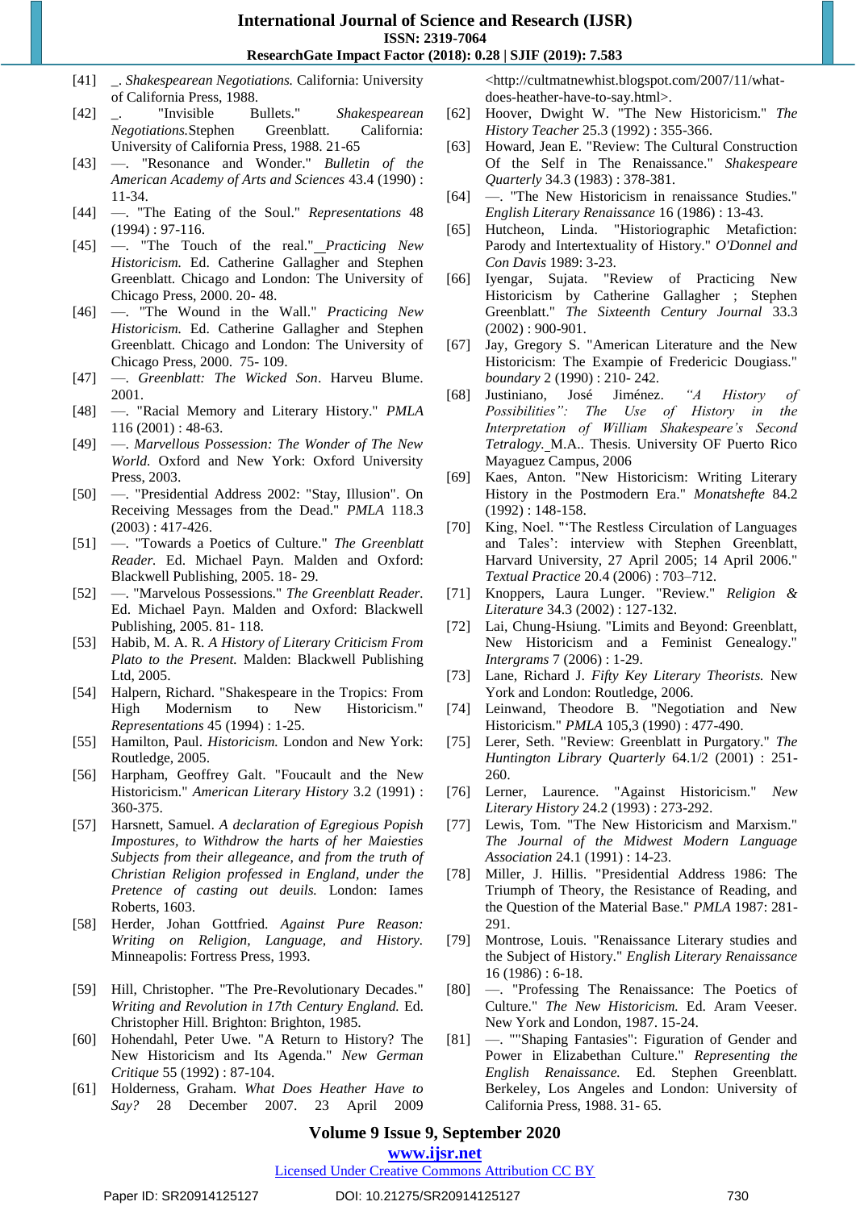[41] _. *Shakespearean Negotiations.* California: University of California Press, 1988.

[42] _. "Invisible Bullets." *Shakespearean Negotiations.*Stephen Greenblatt. California: University of California Press, 1988. 21-65

[43] —. "Resonance and Wonder." *Bulletin of the American Academy of Arts and Sciences* 43.4 (1990) : 11-34.

[44] —. "The Eating of the Soul." *Representations* 48 (1994) : 97-116.

[45] —. "The Touch of the real." *Practicing New Historicism.* Ed. Catherine Gallagher and Stephen Greenblatt. Chicago and London: The University of Chicago Press, 2000. 20- 48.

[46] —. "The Wound in the Wall." *Practicing New Historicism.* Ed. Catherine Gallagher and Stephen Greenblatt. Chicago and London: The University of Chicago Press, 2000. 75- 109.

[47] —. *Greenblatt: The Wicked Son*. Harveu Blume. 2001.

[48] —. "Racial Memory and Literary History." *PMLA* 116 (2001) : 48-63.

[49] —. *Marvellous Possession: The Wonder of The New World.* Oxford and New York: Oxford University Press, 2003.

[50] —. "Presidential Address 2002: "Stay, Illusion". On Receiving Messages from the Dead." *PMLA* 118.3 (2003) : 417-426.

[51] —. "Towards a Poetics of Culture." *The Greenblatt Reader.* Ed. Michael Payn. Malden and Oxford: Blackwell Publishing, 2005. 18- 29.

[52] —. "Marvelous Possessions." *The Greenblatt Reader*. Ed. Michael Payn. Malden and Oxford: Blackwell Publishing, 2005. 81- 118.

[53] Habib, M. A. R. *A History of Literary Criticism From Plato to the Present.* Malden: Blackwell Publishing Ltd, 2005.

[54] Halpern, Richard. "Shakespeare in the Tropics: From High Modernism to New Historicism." *Representations* 45 (1994) : 1-25.

[55] Hamilton, Paul. *Historicism.* London and New York: Routledge, 2005.

[56] Harpham, Geoffrey Galt. "Foucault and the New Historicism." *American Literary History* 3.2 (1991) : 360-375.

[57] Harsnett, Samuel. *A declaration of Egregious Popish Impostures, to Withdrow the harts of her Maiesties Subjects from their allegeance, and from the truth of Christian Religion professed in England, under the Pretence of casting out deuils.* London: Iames Roberts, 1603.

[58] Herder, Johan Gottfried. *Against Pure Reason: Writing on Religion, Language, and History.* Minneapolis: Fortress Press, 1993.

[59] Hill, Christopher. "The Pre-Revolutionary Decades." *Writing and Revolution in 17th Century England.* Ed. Christopher Hill. Brighton: Brighton, 1985.

[60] Hohendahl, Peter Uwe. "A Return to History? The New Historicism and Its Agenda." *New German Critique* 55 (1992) : 87-104.

[61] Holderness, Graham. *What Does Heather Have to Say?* 28 December 2007. 23 April 2009 <http://cultmatnewhist.blogspot.com/2007/11/what-does-heather-have-to-say.html>.

[62] Hoover, Dwight W. "The New Historicism." *The History Teacher* 25.3 (1992) : 355-366.

[63] Howard, Jean E. "Review: The Cultural Construction Of the Self in The Renaissance." *Shakespeare Quarterly* 34.3 (1983) : 378-381.

[64] —. "The New Historicism in renaissance Studies." *English Literary Renaissance* 16 (1986) : 13-43.

[65] Hutcheon, Linda. "Historiographic Metafiction: Parody and Intertextuality of History." *O'Donnel and Con Davis* 1989: 3-23.

[66] Iyengar, Sujata. "Review of Practicing New Historicism by Catherine Gallagher ; Stephen Greenblatt." *The Sixteenth Century Journal* 33.3 (2002) : 900-901.

[67] Jay, Gregory S. "American Literature and the New Historicism: The Exampie of Fredericic Dougiass." *boundary* 2 (1990) : 210- 242.

[68] Justiniano, José Jiménez. *"A History of Possibilities": The Use of History in the Interpretation of William Shakespeare's Second Tetralogy.* M.A.. Thesis. University OF Puerto Rico Mayaguez Campus, 2006

[69] Kaes, Anton. "New Historicism: Writing Literary History in the Postmodern Era." *Monatshefte* 84.2 (1992) : 148-158.

[70] King, Noel. "'The Restless Circulation of Languages and Tales': interview with Stephen Greenblatt, Harvard University, 27 April 2005; 14 April 2006." *Textual Practice* 20.4 (2006) : 703–712.

[71] Knoppers, Laura Lunger. "Review." *Religion & Literature* 34.3 (2002) : 127-132.

[72] Lai, Chung-Hsiung. "Limits and Beyond: Greenblatt, New Historicism and a Feminist Genealogy." *Intergrams* 7 (2006) : 1-29.

[73] Lane, Richard J. *Fifty Key Literary Theorists.* New York and London: Routledge, 2006.

[74] Leinwand, Theodore B. "Negotiation and New Historicism." *PMLA* 105,3 (1990) : 477-490.

[75] Lerer, Seth. "Review: Greenblatt in Purgatory." *The Huntington Library Quarterly* 64.1/2 (2001) : 251-260.

[76] Lerner, Laurence. "Against Historicism." *New Literary History* 24.2 (1993) : 273-292.

[77] Lewis, Tom. "The New Historicism and Marxism." *The Journal of the Midwest Modern Language Association* 24.1 (1991) : 14-23.

[78] Miller, J. Hillis. "Presidential Address 1986: The Triumph of Theory, the Resistance of Reading, and the Question of the Material Base." *PMLA* 1987: 281-291.

[79] Montrose, Louis. "Renaissance Literary studies and the Subject of History." *English Literary Renaissance* 16 (1986) : 6-18.

[80] —. "Professing The Renaissance: The Poetics of Culture." *The New Historicism.* Ed. Aram Veeser. New York and London, 1987. 15-24.

[81] —. ""Shaping Fantasies": Figuration of Gender and Power in Elizabethan Culture." *Representing the English Renaissance.* Ed. Stephen Greenblatt. Berkeley, Los Angeles and London: University of California Press, 1988. 31- 65.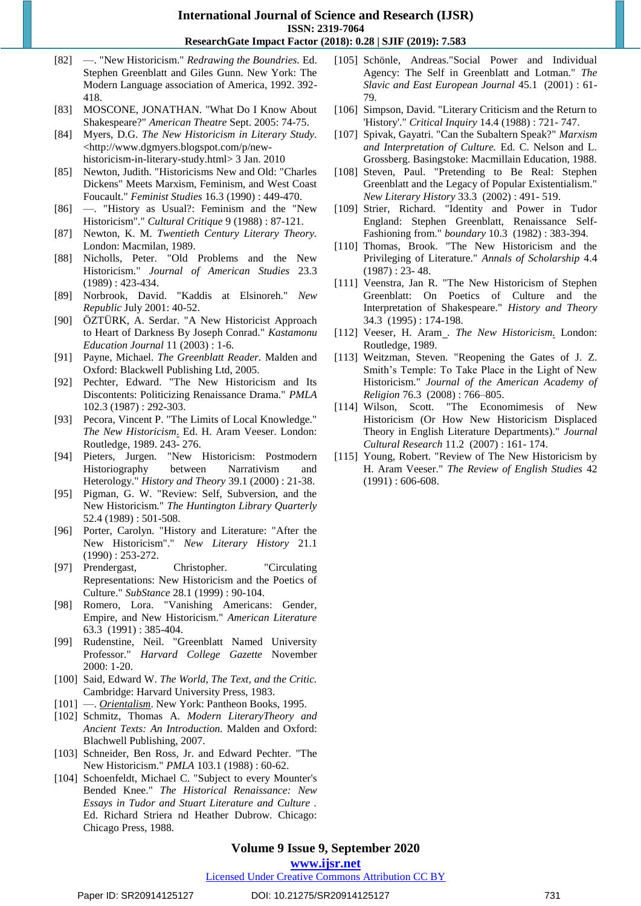[82] —. "New Historicism." *Redrawing the Boundries.* Ed. Stephen Greenblatt and Giles Gunn. New York: The Modern Language association of America, 1992. 392-418.

[83] MOSCONE, JONATHAN. "What Do I Know About Shakespeare?" *American Theatre* Sept. 2005: 74-75.

[84] Myers, D.G. *The New Historicism in Literary Study.* <http://www.dgmyers.blogspot.com/p/new-historicism-in-literary-study.html> 3 Jan. 2010

[85] Newton, Judith. "Historicisms New and Old: "Charles Dickens" Meets Marxism, Feminism, and West Coast Foucault." *Feminist Studies* 16.3 (1990) : 449-470.

[86] —. "History as Usual?: Feminism and the "New Historicism"." *Cultural Critique* 9 (1988) : 87-121.

[87] Newton, K. M. *Twentieth Century Literary Theory.* London: Macmilan, 1989.

[88] Nicholls, Peter. "Old Problems and the New Historicism." *Journal of American Studies* 23.3 (1989) : 423-434.

[89] Norbrook, David. "Kaddis at Elsinoreh." *New Republic* July 2001: 40-52.

[90] ÖZTÜRK, A. Serdar. "A New Historicist Approach to Heart of Darkness By Joseph Conrad." *Kastamonu Education Journal* 11 (2003) : 1-6.

[91] Payne, Michael. *The Greenblatt Reader.* Malden and Oxford: Blackwell Publishing Ltd, 2005.

[92] Pechter, Edward. "The New Historicism and Its Discontents: Politicizing Renaissance Drama." *PMLA* 102.3 (1987) : 292-303.

[93] Pecora, Vincent P. "The Limits of Local Knowledge." *The New Historicism.* Ed. H. Aram Veeser. London: Routledge, 1989. 243- 276.

[94] Pieters, Jurgen. "New Historicism: Postmodern Historiography between Narrativism and Heterology." *History and Theory* 39.1 (2000) : 21-38.

[95] Pigman, G. W. "Review: Self, Subversion, and the New Historicism." *The Huntington Library Quarterly* 52.4 (1989) : 501-508.

[96] Porter, Carolyn. "History and Literature: "After the New Historicism"." *New Literary History* 21.1 (1990) : 253-272.

[97] Prendergast, Christopher. "Circulating Representations: New Historicism and the Poetics of Culture." *SubStance* 28.1 (1999) : 90-104.

[98] Romero, Lora. "Vanishing Americans: Gender, Empire, and New Historicism." *American Literature* 63.3 (1991) : 385-404.

[99] Rudenstine, Neil. "Greenblatt Named University Professor." *Harvard College Gazette* November 2000: 1-20.

[100] Said, Edward W. *The World, The Text, and the Critic.* Cambridge: Harvard University Press, 1983.

[101] —. *Orientalism*. New York: Pantheon Books, 1995.

[102] Schmitz, Thomas A. *Modern LiteraryTheory and Ancient Texts: An Introduction.* Malden and Oxford: Blachwell Publishing, 2007.

[103] Schneider, Ben Ross, Jr. and Edward Pechter. "The New Historicism." *PMLA* 103.1 (1988) : 60-62.

[104] Schoenfeldt, Michael C. "Subject to every Mounter's Bended Knee." *The Historical Renaissance: New Essays in Tudor and Stuart Literature and Culture .* Ed. Richard Striera nd Heather Dubrow. Chicago: Chicago Press, 1988.

[105] Schönle, Andreas."Social Power and Individual Agency: The Self in Greenblatt and Lotman." *The Slavic and East European Journal* 45.1 (2001) : 61-79.

[106] Simpson, David. "Literary Criticism and the Return to 'History'." *Critical Inquiry* 14.4 (1988) : 721- 747.

[107] Spivak, Gayatri. "Can the Subaltern Speak?" *Marxism and Interpretation of Culture.* Ed. C. Nelson and L. Grossberg. Basingstoke: Macmillain Education, 1988.

[108] Steven, Paul. "Pretending to Be Real: Stephen Greenblatt and the Legacy of Popular Existentialism." *New Literary History* 33.3 (2002) : 491- 519.

[109] Strier, Richard. "Identity and Power in Tudor England: Stephen Greenblatt, Renaissance Self-Fashioning from." *boundary* 10.3 (1982) : 383-394.

[110] Thomas, Brook. "The New Historicism and the Privileging of Literature." *Annals of Scholarship* 4.4 (1987) : 23- 48.

[111] Veenstra, Jan R. "The New Historicism of Stephen Greenblatt: On Poetics of Culture and the Interpretation of Shakespeare." *History and Theory* 34.3 (1995) : 174-198.

[112] Veeser, H. Aram . *The New Historicism.* London: Routledge, 1989.

[113] Weitzman, Steven. "Reopening the Gates of J. Z. Smith's Temple: To Take Place in the Light of New Historicism." *Journal of the American Academy of Religion* 76.3 (2008) : 766–805.

[114] Wilson, Scott. "The Economimesis of New Historicism (Or How New Historicism Displaced Theory in English Literature Departments)." *Journal Cultural Research* 11.2 (2007) : 161- 174.

[115] Young, Robert. "Review of The New Historicism by H. Aram Veeser." *The Review of English Studies* 42 (1991) : 606-608.